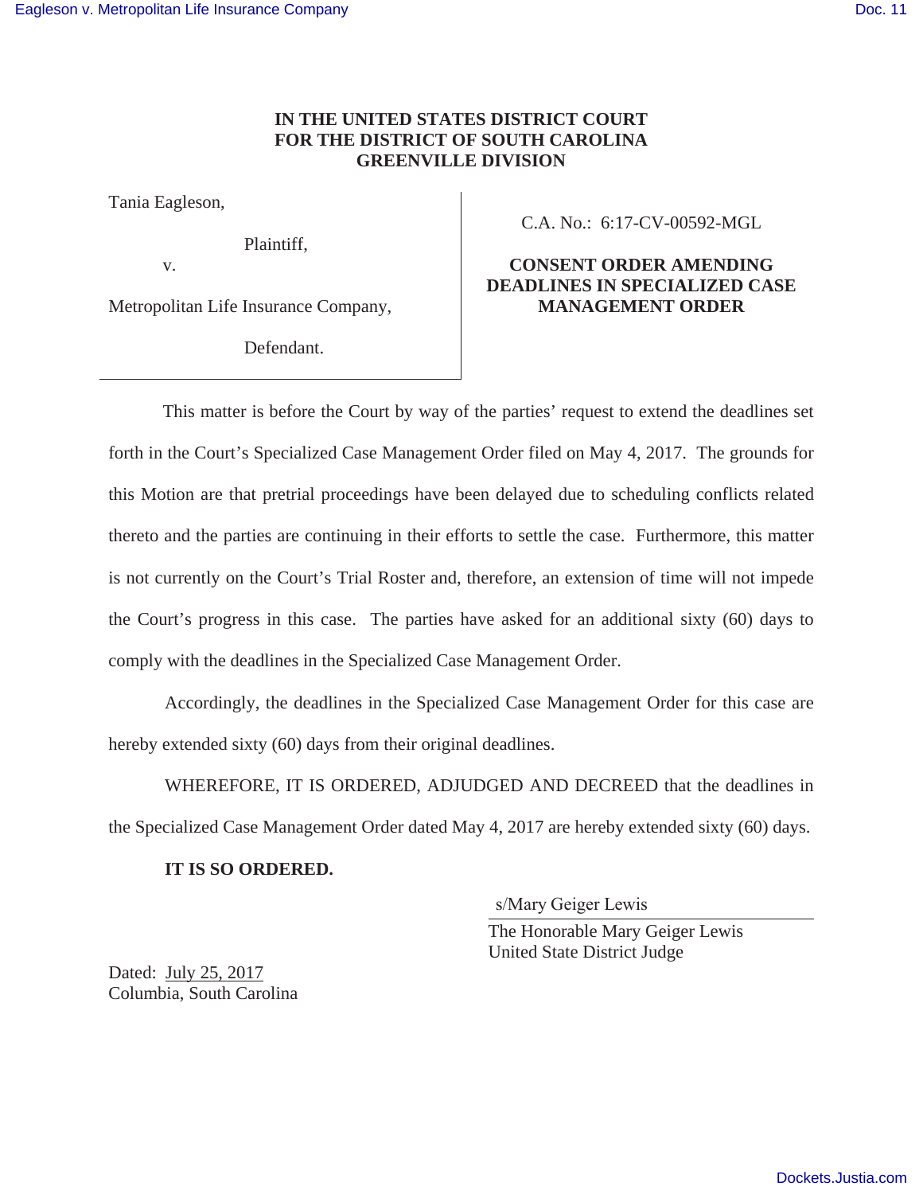**IN THE UNITED STATES DISTRICT COURT**
**FOR THE DISTRICT OF SOUTH CAROLINA**
**GREENVILLE DIVISION**

Tania Eagleson,

Plaintiff,

v.

Metropolitan Life Insurance Company,

Defendant.

C.A. No.: 6:17-CV-00592-MGL

**CONSENT ORDER AMENDING DEADLINES IN SPECIALIZED CASE MANAGEMENT ORDER**

This matter is before the Court by way of the parties' request to extend the deadlines set forth in the Court's Specialized Case Management Order filed on May 4, 2017. The grounds for this Motion are that pretrial proceedings have been delayed due to scheduling conflicts related thereto and the parties are continuing in their efforts to settle the case. Furthermore, this matter is not currently on the Court's Trial Roster and, therefore, an extension of time will not impede the Court's progress in this case. The parties have asked for an additional sixty (60) days to comply with the deadlines in the Specialized Case Management Order.

Accordingly, the deadlines in the Specialized Case Management Order for this case are hereby extended sixty (60) days from their original deadlines.

WHEREFORE, IT IS ORDERED, ADJUDGED AND DECREED that the deadlines in the Specialized Case Management Order dated May 4, 2017 are hereby extended sixty (60) days.

**IT IS SO ORDERED.**

s/Mary Geiger Lewis
The Honorable Mary Geiger Lewis
United State District Judge

Dated: July 25, 2017
Columbia, South Carolina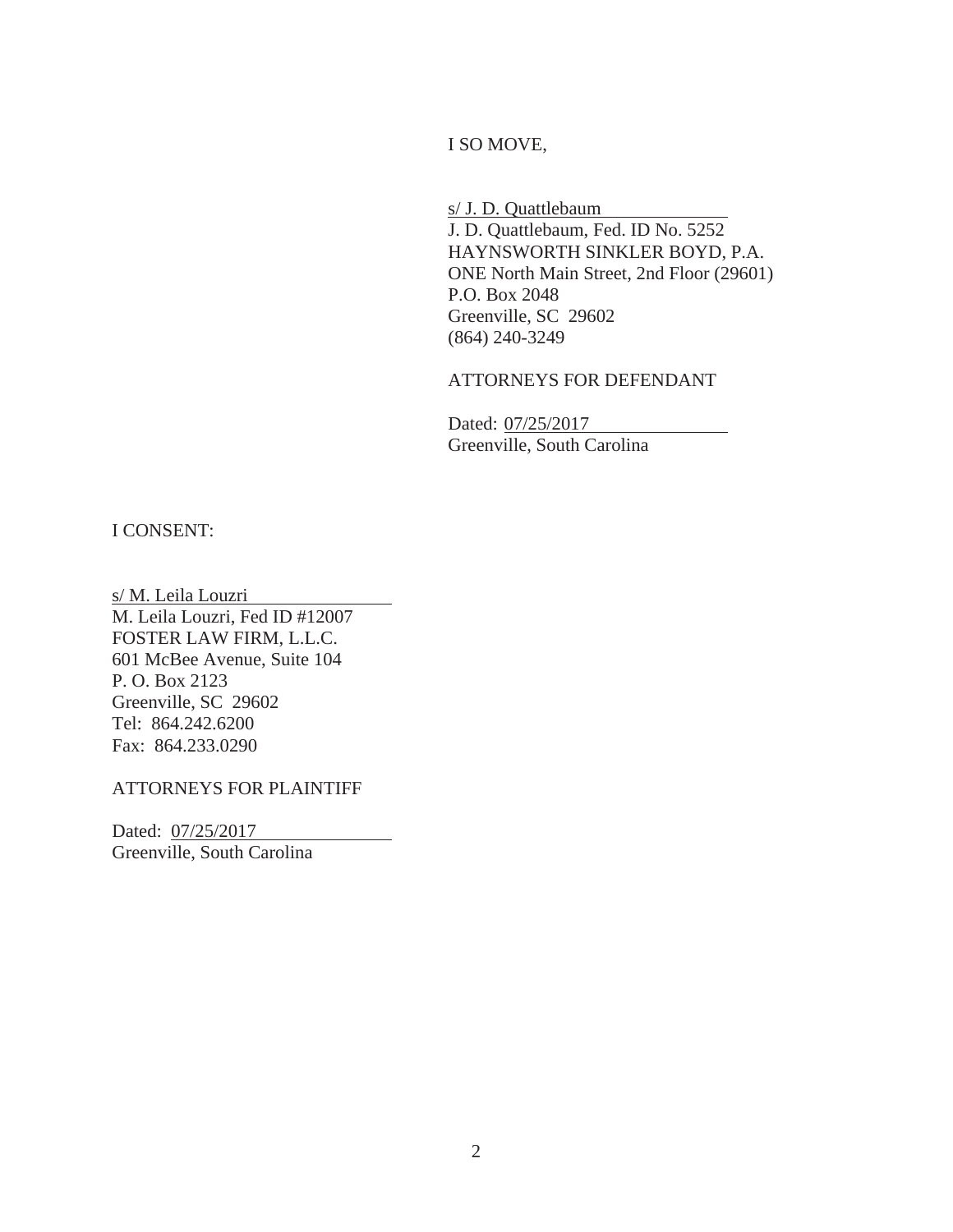I SO MOVE,

s/ J. D. Quattlebaum
J. D. Quattlebaum, Fed. ID No. 5252
HAYNSWORTH SINKLER BOYD, P.A.
ONE North Main Street, 2nd Floor (29601)
P.O. Box 2048
Greenville, SC 29602
(864) 240-3249

ATTORNEYS FOR DEFENDANT

Dated: 07/25/2017
Greenville, South Carolina

I CONSENT:

s/ M. Leila Louzri
M. Leila Louzri, Fed ID #12007
FOSTER LAW FIRM, L.L.C.
601 McBee Avenue, Suite 104
P. O. Box 2123
Greenville, SC 29602
Tel: 864.242.6200
Fax: 864.233.0290

ATTORNEYS FOR PLAINTIFF

Dated: 07/25/2017
Greenville, South Carolina